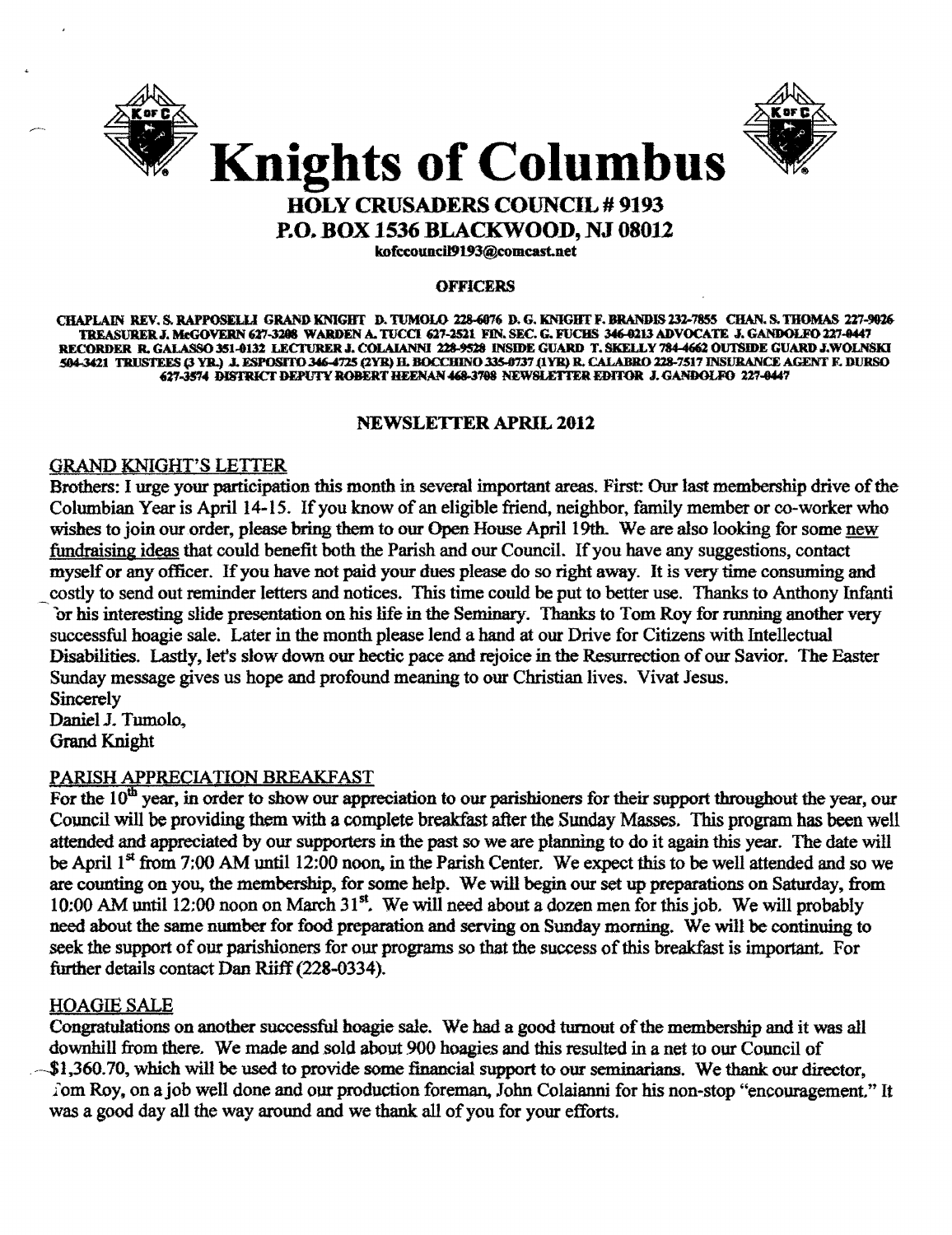# Knights of Columbus

## HOLY CRUSADERS COUNCIL # 9193
## P.O. BOX 1536 BLACKWOOD, NJ 08012

kofccouncil9193@comcast.net

### OFFICERS

CHAPLAIN REV. S. RAPPOSELLI GRAND KNIGHT D. TUMOLO 228-6076 D. G. KNIGHT F. BRANDIS 232-7855 CHAN. S. THOMAS 227-9026 TREASURER J. McGOVERN 627-3208 WARDEN A. TUCCI 627-2521 FIN. SEC. G. FUCHS 346-0213 ADVOCATE J. GANDOLFO 227-0447 RECORDER R. GALASSO 351-0132 LECTURER J. COLAIANNI 228-9528 INSIDE GUARD T. SKELLY 784-4662 OUTSIDE GUARD J. WOLNSKI 504-3421 TRUSTEES (3 YR.) J. ESPOSITO 346-4725 (2YR) H. BOCCHINO 335-0737 (1YR) R. CALABRO 228-7517 INSURANCE AGENT F. DURSO 627-3574 DISTRICT DEPUTY ROBERT HEENAN 468-3708 NEWSLETTER EDITOR J. GANDOLFO 227-0447

### NEWSLETTER APRIL 2012

#### GRAND KNIGHT'S LETTER

Brothers: I urge your participation this month in several important areas. First: Our last membership drive of the Columbian Year is April 14-15. If you know of an eligible friend, neighbor, family member or co-worker who wishes to join our order, please bring them to our Open House April 19th. We are also looking for some new fundraising ideas that could benefit both the Parish and our Council. If you have any suggestions, contact myself or any officer. If you have not paid your dues please do so right away. It is very time consuming and costly to send out reminder letters and notices. This time could be put to better use. Thanks to Anthony Infanti for his interesting slide presentation on his life in the Seminary. Thanks to Tom Roy for running another very successful hoagie sale. Later in the month please lend a hand at our Drive for Citizens with Intellectual Disabilities. Lastly, let's slow down our hectic pace and rejoice in the Resurrection of our Savior. The Easter Sunday message gives us hope and profound meaning to our Christian lives. Vivat Jesus.

Sincerely
Daniel J. Tumolo,
Grand Knight

#### PARISH APPRECIATION BREAKFAST

For the 10th year, in order to show our appreciation to our parishioners for their support throughout the year, our Council will be providing them with a complete breakfast after the Sunday Masses. This program has been well attended and appreciated by our supporters in the past so we are planning to do it again this year. The date will be April 1st from 7:00 AM until 12:00 noon, in the Parish Center. We expect this to be well attended and so we are counting on you, the membership, for some help. We will begin our set up preparations on Saturday, from 10:00 AM until 12:00 noon on March 31st. We will need about a dozen men for this job. We will probably need about the same number for food preparation and serving on Sunday morning. We will be continuing to seek the support of our parishioners for our programs so that the success of this breakfast is important. For further details contact Dan Riiff (228-0334).

#### HOAGIE SALE

Congratulations on another successful hoagie sale. We had a good turnout of the membership and it was all downhill from there. We made and sold about 900 hoagies and this resulted in a net to our Council of $1,360.70, which will be used to provide some financial support to our seminarians. We thank our director, Tom Roy, on a job well done and our production foreman, John Colaianni for his non-stop "encouragement." It was a good day all the way around and we thank all of you for your efforts.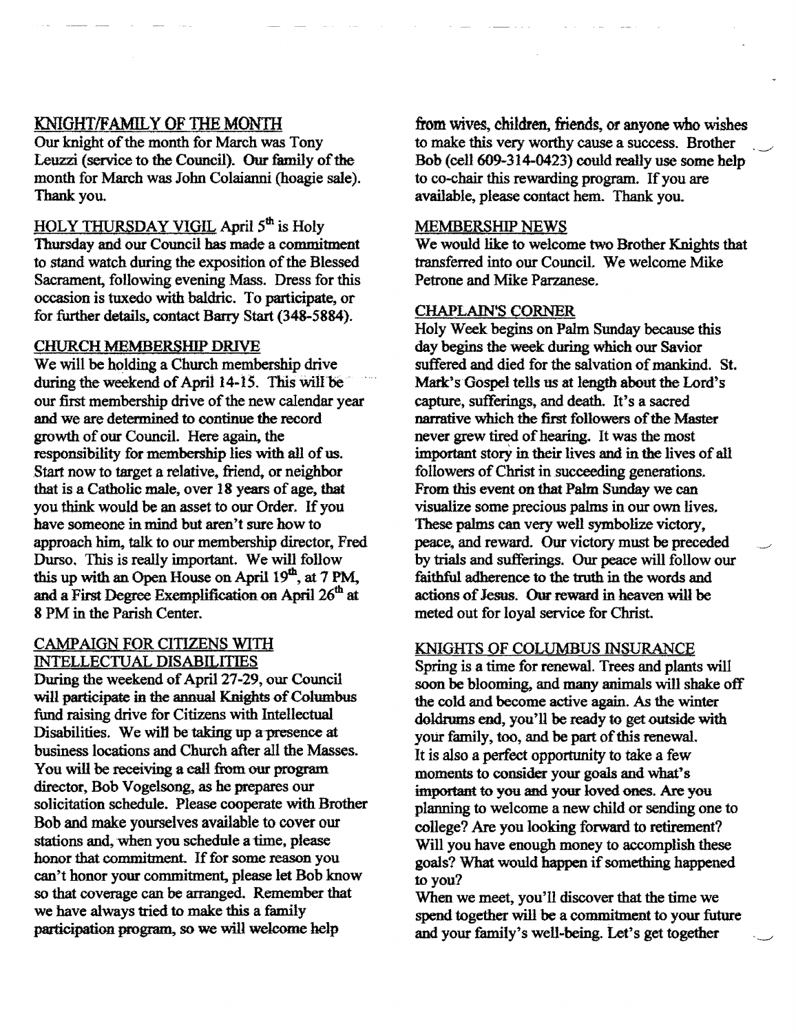## KNIGHT/FAMILY OF THE MONTH

Our knight of the month for March was Tony Leuzzi (service to the Council). Our family of the month for March was John Colaianni (hoagie sale). Thank you.

## HOLY THURSDAY VIGIL

April 5th is Holy Thursday and our Council has made a commitment to stand watch during the exposition of the Blessed Sacrament, following evening Mass. Dress for this occasion is tuxedo with baldric. To participate, or for further details, contact Barry Start (348-5884).

## CHURCH MEMBERSHIP DRIVE

We will be holding a Church membership drive during the weekend of April 14-15. This will be our first membership drive of the new calendar year and we are determined to continue the record growth of our Council. Here again, the responsibility for membership lies with all of us. Start now to target a relative, friend, or neighbor that is a Catholic male, over 18 years of age, that you think would be an asset to our Order. If you have someone in mind but aren't sure how to approach him, talk to our membership director, Fred Durso. This is really important. We will follow this up with an Open House on April 19th, at 7 PM, and a First Degree Exemplification on April 26th at 8 PM in the Parish Center.

## CAMPAIGN FOR CITIZENS WITH INTELLECTUAL DISABILITIES

During the weekend of April 27-29, our Council will participate in the annual Knights of Columbus fund raising drive for Citizens with Intellectual Disabilities. We will be taking up a presence at business locations and Church after all the Masses. You will be receiving a call from our program director, Bob Vogelsong, as he prepares our solicitation schedule. Please cooperate with Brother Bob and make yourselves available to cover our stations and, when you schedule a time, please honor that commitment. If for some reason you can't honor your commitment, please let Bob know so that coverage can be arranged. Remember that we have always tried to make this a family participation program, so we will welcome help from wives, children, friends, or anyone who wishes to make this very worthy cause a success. Brother Bob (cell 609-314-0423) could really use some help to co-chair this rewarding program. If you are available, please contact hem. Thank you.

## MEMBERSHIP NEWS

We would like to welcome two Brother Knights that transferred into our Council. We welcome Mike Petrone and Mike Parzanese.

## CHAPLAIN'S CORNER

Holy Week begins on Palm Sunday because this day begins the week during which our Savior suffered and died for the salvation of mankind. St. Mark's Gospel tells us at length about the Lord's capture, sufferings, and death. It's a sacred narrative which the first followers of the Master never grew tired of hearing. It was the most important story in their lives and in the lives of all followers of Christ in succeeding generations. From this event on that Palm Sunday we can visualize some precious palms in our own lives. These palms can very well symbolize victory, peace, and reward. Our victory must be preceded by trials and sufferings. Our peace will follow our faithful adherence to the truth in the words and actions of Jesus. Our reward in heaven will be meted out for loyal service for Christ.

## KNIGHTS OF COLUMBUS INSURANCE

Spring is a time for renewal. Trees and plants will soon be blooming, and many animals will shake off the cold and become active again. As the winter doldrums end, you'll be ready to get outside with your family, too, and be part of this renewal.

It is also a perfect opportunity to take a few moments to consider your goals and what's important to you and your loved ones. Are you planning to welcome a new child or sending one to college? Are you looking forward to retirement? Will you have enough money to accomplish these goals? What would happen if something happened to you?

When we meet, you'll discover that the time we spend together will be a commitment to your future and your family's well-being. Let's get together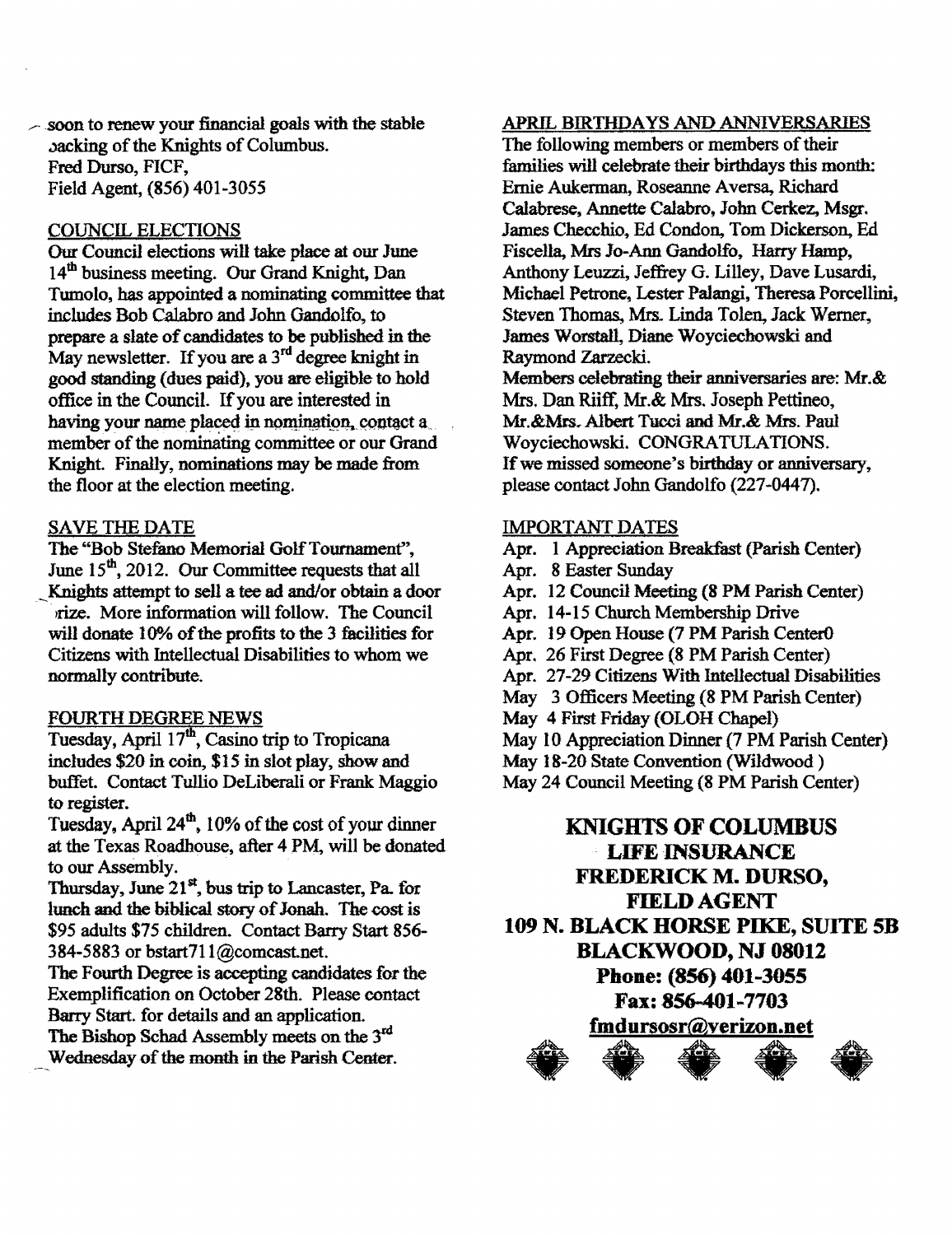soon to renew your financial goals with the stable backing of the Knights of Columbus.
Fred Durso, FICF,
Field Agent, (856) 401-3055

## COUNCIL ELECTIONS

Our Council elections will take place at our June 14th business meeting. Our Grand Knight, Dan Tumolo, has appointed a nominating committee that includes Bob Calabro and John Gandolfo, to prepare a slate of candidates to be published in the May newsletter. If you are a 3rd degree knight in good standing (dues paid), you are eligible to hold office in the Council. If you are interested in having your name placed in nomination, contact a member of the nominating committee or our Grand Knight. Finally, nominations may be made from the floor at the election meeting.

## SAVE THE DATE

The "Bob Stefano Memorial Golf Tournament", June 15th, 2012. Our Committee requests that all Knights attempt to sell a tee ad and/or obtain a door prize. More information will follow. The Council will donate 10% of the profits to the 3 facilities for Citizens with Intellectual Disabilities to whom we normally contribute.

## FOURTH DEGREE NEWS

Tuesday, April 17th, Casino trip to Tropicana includes $20 in coin, $15 in slot play, show and buffet. Contact Tullio DeLiberali or Frank Maggio to register.

Tuesday, April 24th, 10% of the cost of your dinner at the Texas Roadhouse, after 4 PM, will be donated to our Assembly.

Thursday, June 21st, bus trip to Lancaster, Pa. for lunch and the biblical story of Jonah. The cost is $95 adults $75 children. Contact Barry Start 856-384-5883 or bstart711@comcast.net.

The Fourth Degree is accepting candidates for the Exemplification on October 28th. Please contact Barry Start. for details and an application.

The Bishop Schad Assembly meets on the 3rd Wednesday of the month in the Parish Center.

## APRIL BIRTHDAYS AND ANNIVERSARIES

The following members or members of their families will celebrate their birthdays this month: Ernie Aukerman, Roseanne Aversa, Richard Calabrese, Annette Calabro, John Cerkez, Msgr. James Checchio, Ed Condon, Tom Dickerson, Ed Fiscella, Mrs Jo-Ann Gandolfo, Harry Hamp, Anthony Leuzzi, Jeffrey G. Lilley, Dave Lusardi, Michael Petrone, Lester Palangi, Theresa Porcellini, Steven Thomas, Mrs. Linda Tolen, Jack Werner, James Worstall, Diane Woyciechowski and Raymond Zarzecki.

Members celebrating their anniversaries are: Mr.& Mrs. Dan Riiff, Mr.& Mrs. Joseph Pettineo, Mr.&Mrs. Albert Tucci and Mr.& Mrs. Paul Woyciechowski. CONGRATULATIONS.

If we missed someone's birthday or anniversary, please contact John Gandolfo (227-0447).

## IMPORTANT DATES

- Apr. 1 Appreciation Breakfast (Parish Center)
- Apr. 8 Easter Sunday
- Apr. 12 Council Meeting (8 PM Parish Center)
- Apr. 14-15 Church Membership Drive
- Apr. 19 Open House (7 PM Parish Center0
- Apr. 26 First Degree (8 PM Parish Center)
- Apr. 27-29 Citizens With Intellectual Disabilities
- May 3 Officers Meeting (8 PM Parish Center)
- May 4 First Friday (OLOH Chapel)
- May 10 Appreciation Dinner (7 PM Parish Center)
- May 18-20 State Convention (Wildwood )
- May 24 Council Meeting (8 PM Parish Center)

**KNIGHTS OF COLUMBUS**
**LIFE INSURANCE**
**FREDERICK M. DURSO,**
**FIELD AGENT**
**109 N. BLACK HORSE PIKE, SUITE 5B**
**BLACKWOOD, NJ 08012**
**Phone: (856) 401-3055**
**Fax: 856-401-7703**
**fmdursosr@verizon.net**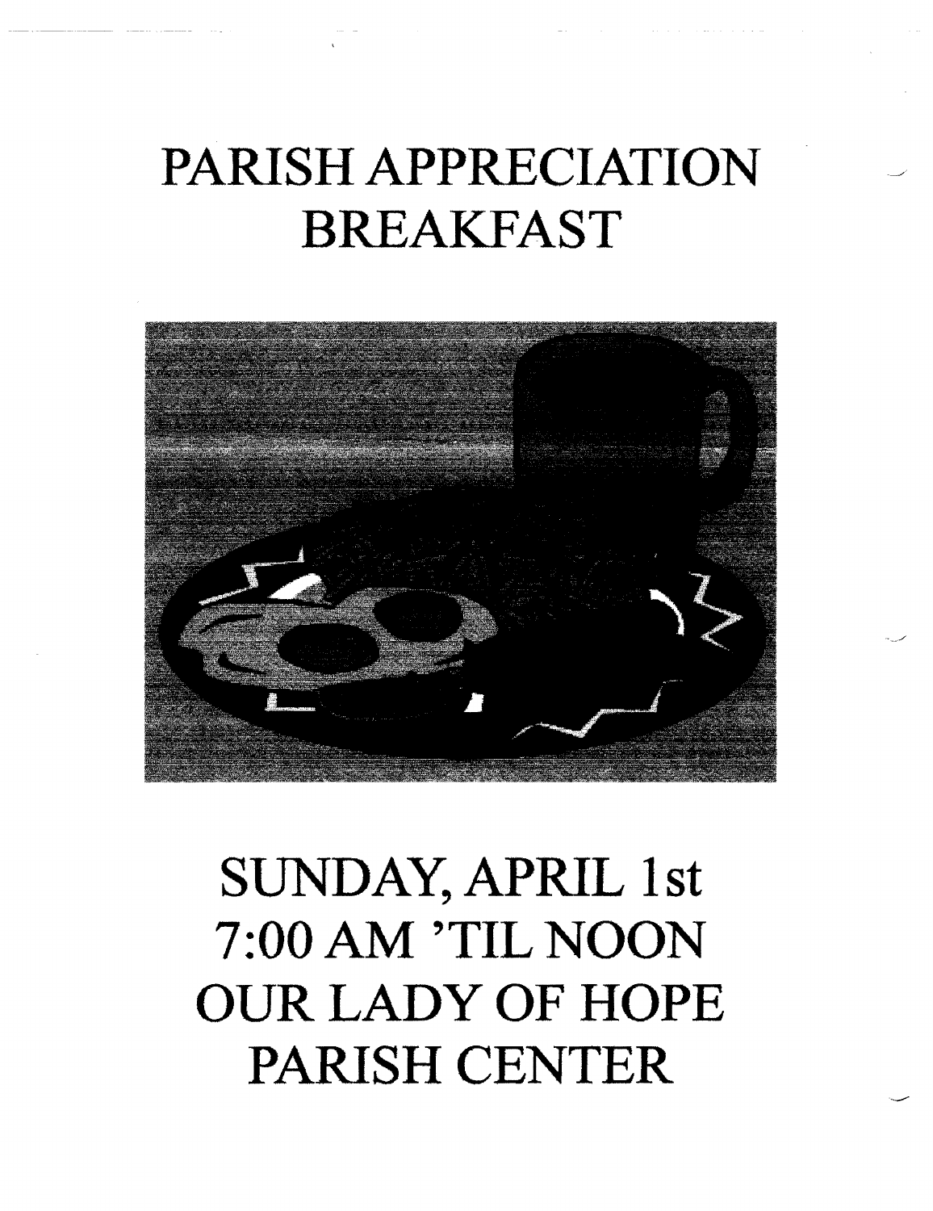# PARISH APPRECIATION BREAKFAST

## SUNDAY, APRIL 1st
## 7:00 AM 'TIL NOON
## OUR LADY OF HOPE PARISH CENTER